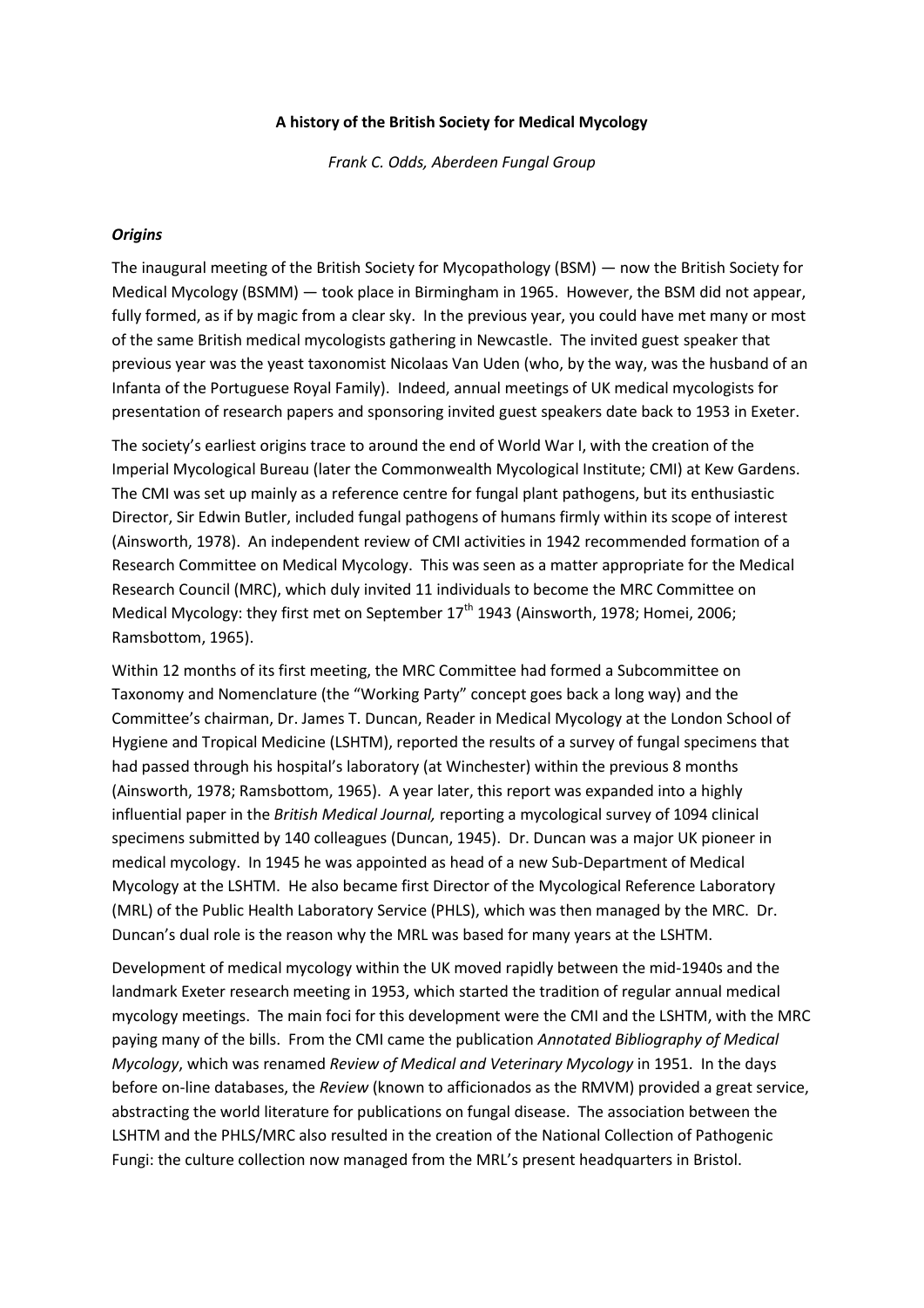**A history of the British Society for Medical Mycology**

*Frank C. Odds, Aberdeen Fungal Group*

***Origins***

The inaugural meeting of the British Society for Mycopathology (BSM) — now the British Society for Medical Mycology (BSMM) — took place in Birmingham in 1965. However, the BSM did not appear, fully formed, as if by magic from a clear sky. In the previous year, you could have met many or most of the same British medical mycologists gathering in Newcastle. The invited guest speaker that previous year was the yeast taxonomist Nicolaas Van Uden (who, by the way, was the husband of an Infanta of the Portuguese Royal Family). Indeed, annual meetings of UK medical mycologists for presentation of research papers and sponsoring invited guest speakers date back to 1953 in Exeter.

The society's earliest origins trace to around the end of World War I, with the creation of the Imperial Mycological Bureau (later the Commonwealth Mycological Institute; CMI) at Kew Gardens. The CMI was set up mainly as a reference centre for fungal plant pathogens, but its enthusiastic Director, Sir Edwin Butler, included fungal pathogens of humans firmly within its scope of interest (Ainsworth, 1978). An independent review of CMI activities in 1942 recommended formation of a Research Committee on Medical Mycology. This was seen as a matter appropriate for the Medical Research Council (MRC), which duly invited 11 individuals to become the MRC Committee on Medical Mycology: they first met on September 17th 1943 (Ainsworth, 1978; Homei, 2006; Ramsbottom, 1965).

Within 12 months of its first meeting, the MRC Committee had formed a Subcommittee on Taxonomy and Nomenclature (the "Working Party" concept goes back a long way) and the Committee's chairman, Dr. James T. Duncan, Reader in Medical Mycology at the London School of Hygiene and Tropical Medicine (LSHTM), reported the results of a survey of fungal specimens that had passed through his hospital's laboratory (at Winchester) within the previous 8 months (Ainsworth, 1978; Ramsbottom, 1965). A year later, this report was expanded into a highly influential paper in the *British Medical Journal,* reporting a mycological survey of 1094 clinical specimens submitted by 140 colleagues (Duncan, 1945). Dr. Duncan was a major UK pioneer in medical mycology. In 1945 he was appointed as head of a new Sub-Department of Medical Mycology at the LSHTM. He also became first Director of the Mycological Reference Laboratory (MRL) of the Public Health Laboratory Service (PHLS), which was then managed by the MRC. Dr. Duncan's dual role is the reason why the MRL was based for many years at the LSHTM.

Development of medical mycology within the UK moved rapidly between the mid-1940s and the landmark Exeter research meeting in 1953, which started the tradition of regular annual medical mycology meetings. The main foci for this development were the CMI and the LSHTM, with the MRC paying many of the bills. From the CMI came the publication *Annotated Bibliography of Medical Mycology*, which was renamed *Review of Medical and Veterinary Mycology* in 1951. In the days before on-line databases, the *Review* (known to afficionados as the RMVM) provided a great service, abstracting the world literature for publications on fungal disease. The association between the LSHTM and the PHLS/MRC also resulted in the creation of the National Collection of Pathogenic Fungi: the culture collection now managed from the MRL's present headquarters in Bristol.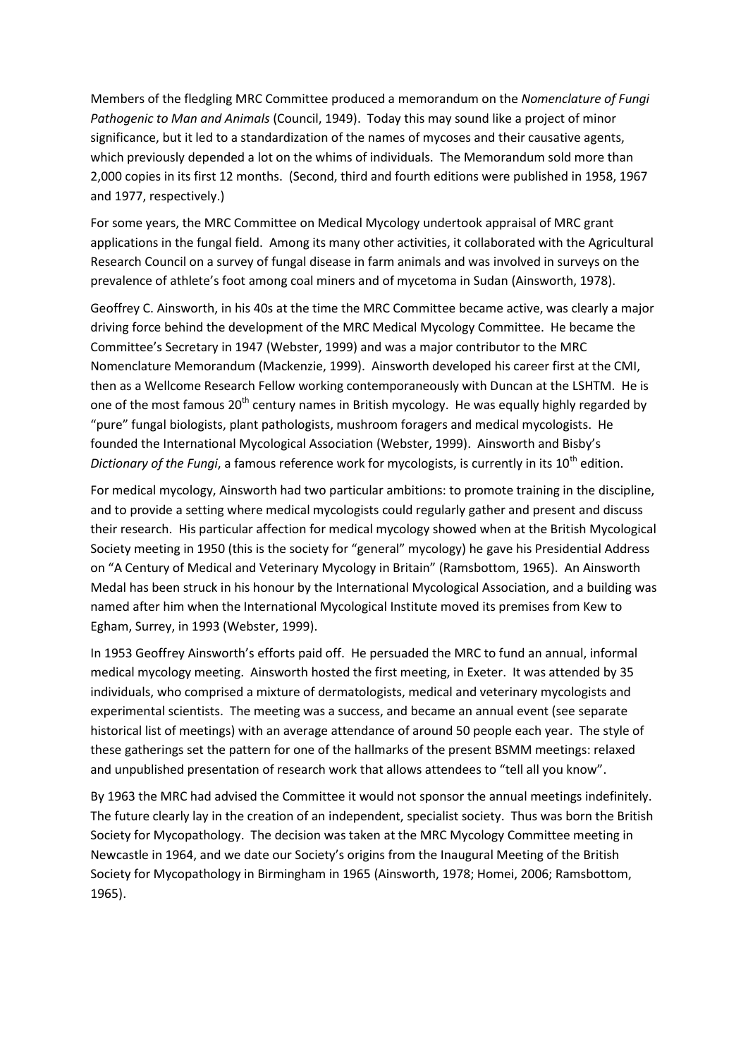Members of the fledgling MRC Committee produced a memorandum on the *Nomenclature of Fungi Pathogenic to Man and Animals* (Council, 1949). Today this may sound like a project of minor significance, but it led to a standardization of the names of mycoses and their causative agents, which previously depended a lot on the whims of individuals. The Memorandum sold more than 2,000 copies in its first 12 months. (Second, third and fourth editions were published in 1958, 1967 and 1977, respectively.)

For some years, the MRC Committee on Medical Mycology undertook appraisal of MRC grant applications in the fungal field. Among its many other activities, it collaborated with the Agricultural Research Council on a survey of fungal disease in farm animals and was involved in surveys on the prevalence of athlete's foot among coal miners and of mycetoma in Sudan (Ainsworth, 1978).

Geoffrey C. Ainsworth, in his 40s at the time the MRC Committee became active, was clearly a major driving force behind the development of the MRC Medical Mycology Committee. He became the Committee's Secretary in 1947 (Webster, 1999) and was a major contributor to the MRC Nomenclature Memorandum (Mackenzie, 1999). Ainsworth developed his career first at the CMI, then as a Wellcome Research Fellow working contemporaneously with Duncan at the LSHTM. He is one of the most famous 20th century names in British mycology. He was equally highly regarded by "pure" fungal biologists, plant pathologists, mushroom foragers and medical mycologists. He founded the International Mycological Association (Webster, 1999). Ainsworth and Bisby's *Dictionary of the Fungi*, a famous reference work for mycologists, is currently in its 10th edition.

For medical mycology, Ainsworth had two particular ambitions: to promote training in the discipline, and to provide a setting where medical mycologists could regularly gather and present and discuss their research. His particular affection for medical mycology showed when at the British Mycological Society meeting in 1950 (this is the society for "general" mycology) he gave his Presidential Address on "A Century of Medical and Veterinary Mycology in Britain" (Ramsbottom, 1965). An Ainsworth Medal has been struck in his honour by the International Mycological Association, and a building was named after him when the International Mycological Institute moved its premises from Kew to Egham, Surrey, in 1993 (Webster, 1999).

In 1953 Geoffrey Ainsworth's efforts paid off. He persuaded the MRC to fund an annual, informal medical mycology meeting. Ainsworth hosted the first meeting, in Exeter. It was attended by 35 individuals, who comprised a mixture of dermatologists, medical and veterinary mycologists and experimental scientists. The meeting was a success, and became an annual event (see separate historical list of meetings) with an average attendance of around 50 people each year. The style of these gatherings set the pattern for one of the hallmarks of the present BSMM meetings: relaxed and unpublished presentation of research work that allows attendees to "tell all you know".

By 1963 the MRC had advised the Committee it would not sponsor the annual meetings indefinitely. The future clearly lay in the creation of an independent, specialist society. Thus was born the British Society for Mycopathology. The decision was taken at the MRC Mycology Committee meeting in Newcastle in 1964, and we date our Society's origins from the Inaugural Meeting of the British Society for Mycopathology in Birmingham in 1965 (Ainsworth, 1978; Homei, 2006; Ramsbottom, 1965).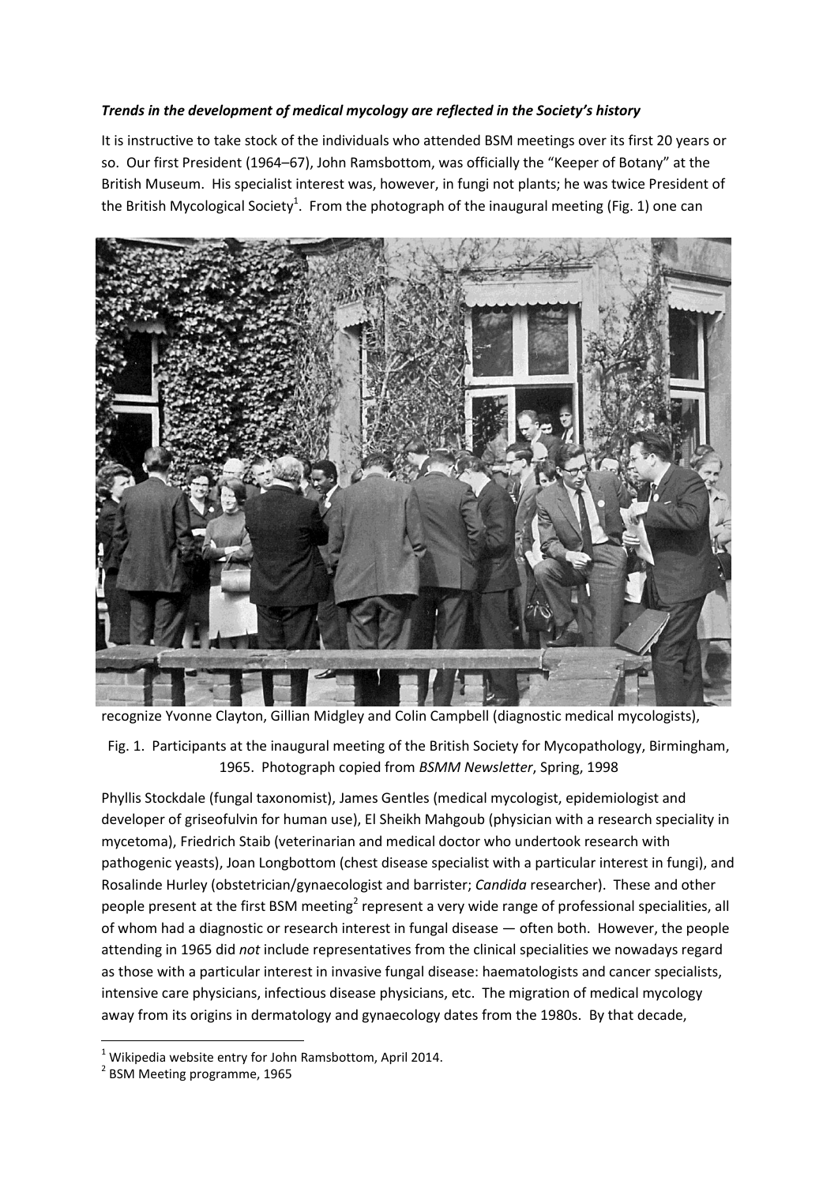***Trends in the development of medical mycology are reflected in the Society's history***

It is instructive to take stock of the individuals who attended BSM meetings over its first 20 years or so. Our first President (1964–67), John Ramsbottom, was officially the "Keeper of Botany" at the British Museum. His specialist interest was, however, in fungi not plants; he was twice President of the British Mycological Society[1]. From the photograph of the inaugural meeting (Fig. 1) one can recognize Yvonne Clayton, Gillian Midgley and Colin Campbell (diagnostic medical mycologists),

Fig. 1. Participants at the inaugural meeting of the British Society for Mycopathology, Birmingham, 1965. Photograph copied from *BSMM Newsletter*, Spring, 1998

Phyllis Stockdale (fungal taxonomist), James Gentles (medical mycologist, epidemiologist and developer of griseofulvin for human use), El Sheikh Mahgoub (physician with a research speciality in mycetoma), Friedrich Staib (veterinarian and medical doctor who undertook research with pathogenic yeasts), Joan Longbottom (chest disease specialist with a particular interest in fungi), and Rosalinde Hurley (obstetrician/gynaecologist and barrister; *Candida* researcher). These and other people present at the first BSM meeting[2] represent a very wide range of professional specialities, all of whom had a diagnostic or research interest in fungal disease — often both. However, the people attending in 1965 did *not* include representatives from the clinical specialities we nowadays regard as those with a particular interest in invasive fungal disease: haematologists and cancer specialists, intensive care physicians, infectious disease physicians, etc. The migration of medical mycology away from its origins in dermatology and gynaecology dates from the 1980s. By that decade,

[1] Wikipedia website entry for John Ramsbottom, April 2014.

[2] BSM Meeting programme, 1965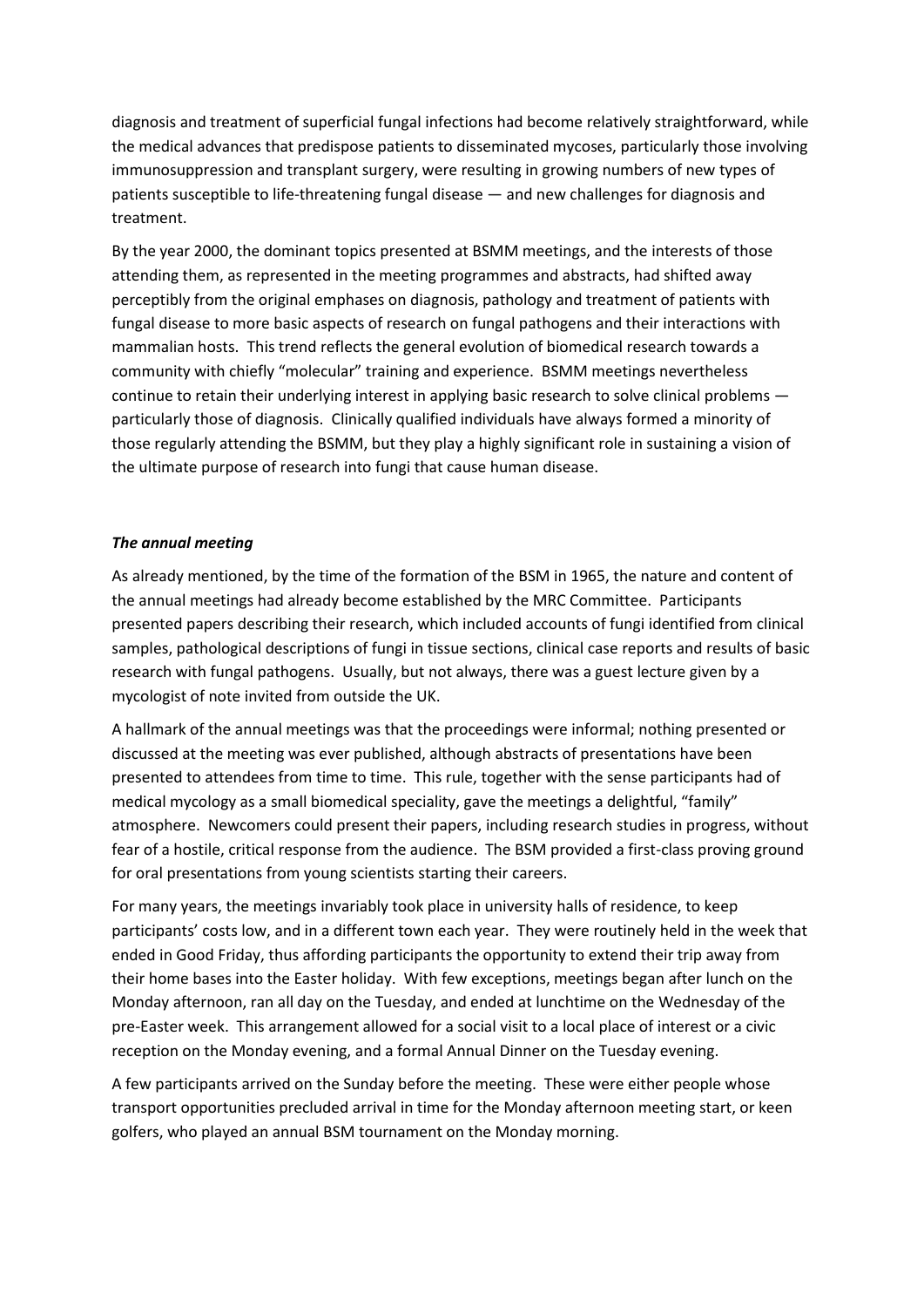diagnosis and treatment of superficial fungal infections had become relatively straightforward, while the medical advances that predispose patients to disseminated mycoses, particularly those involving immunosuppression and transplant surgery, were resulting in growing numbers of new types of patients susceptible to life-threatening fungal disease — and new challenges for diagnosis and treatment.

By the year 2000, the dominant topics presented at BSMM meetings, and the interests of those attending them, as represented in the meeting programmes and abstracts, had shifted away perceptibly from the original emphases on diagnosis, pathology and treatment of patients with fungal disease to more basic aspects of research on fungal pathogens and their interactions with mammalian hosts. This trend reflects the general evolution of biomedical research towards a community with chiefly "molecular" training and experience. BSMM meetings nevertheless continue to retain their underlying interest in applying basic research to solve clinical problems — particularly those of diagnosis. Clinically qualified individuals have always formed a minority of those regularly attending the BSMM, but they play a highly significant role in sustaining a vision of the ultimate purpose of research into fungi that cause human disease.

### *The annual meeting*

As already mentioned, by the time of the formation of the BSM in 1965, the nature and content of the annual meetings had already become established by the MRC Committee. Participants presented papers describing their research, which included accounts of fungi identified from clinical samples, pathological descriptions of fungi in tissue sections, clinical case reports and results of basic research with fungal pathogens. Usually, but not always, there was a guest lecture given by a mycologist of note invited from outside the UK.

A hallmark of the annual meetings was that the proceedings were informal; nothing presented or discussed at the meeting was ever published, although abstracts of presentations have been presented to attendees from time to time. This rule, together with the sense participants had of medical mycology as a small biomedical speciality, gave the meetings a delightful, "family" atmosphere. Newcomers could present their papers, including research studies in progress, without fear of a hostile, critical response from the audience. The BSM provided a first-class proving ground for oral presentations from young scientists starting their careers.

For many years, the meetings invariably took place in university halls of residence, to keep participants' costs low, and in a different town each year. They were routinely held in the week that ended in Good Friday, thus affording participants the opportunity to extend their trip away from their home bases into the Easter holiday. With few exceptions, meetings began after lunch on the Monday afternoon, ran all day on the Tuesday, and ended at lunchtime on the Wednesday of the pre-Easter week. This arrangement allowed for a social visit to a local place of interest or a civic reception on the Monday evening, and a formal Annual Dinner on the Tuesday evening.

A few participants arrived on the Sunday before the meeting. These were either people whose transport opportunities precluded arrival in time for the Monday afternoon meeting start, or keen golfers, who played an annual BSM tournament on the Monday morning.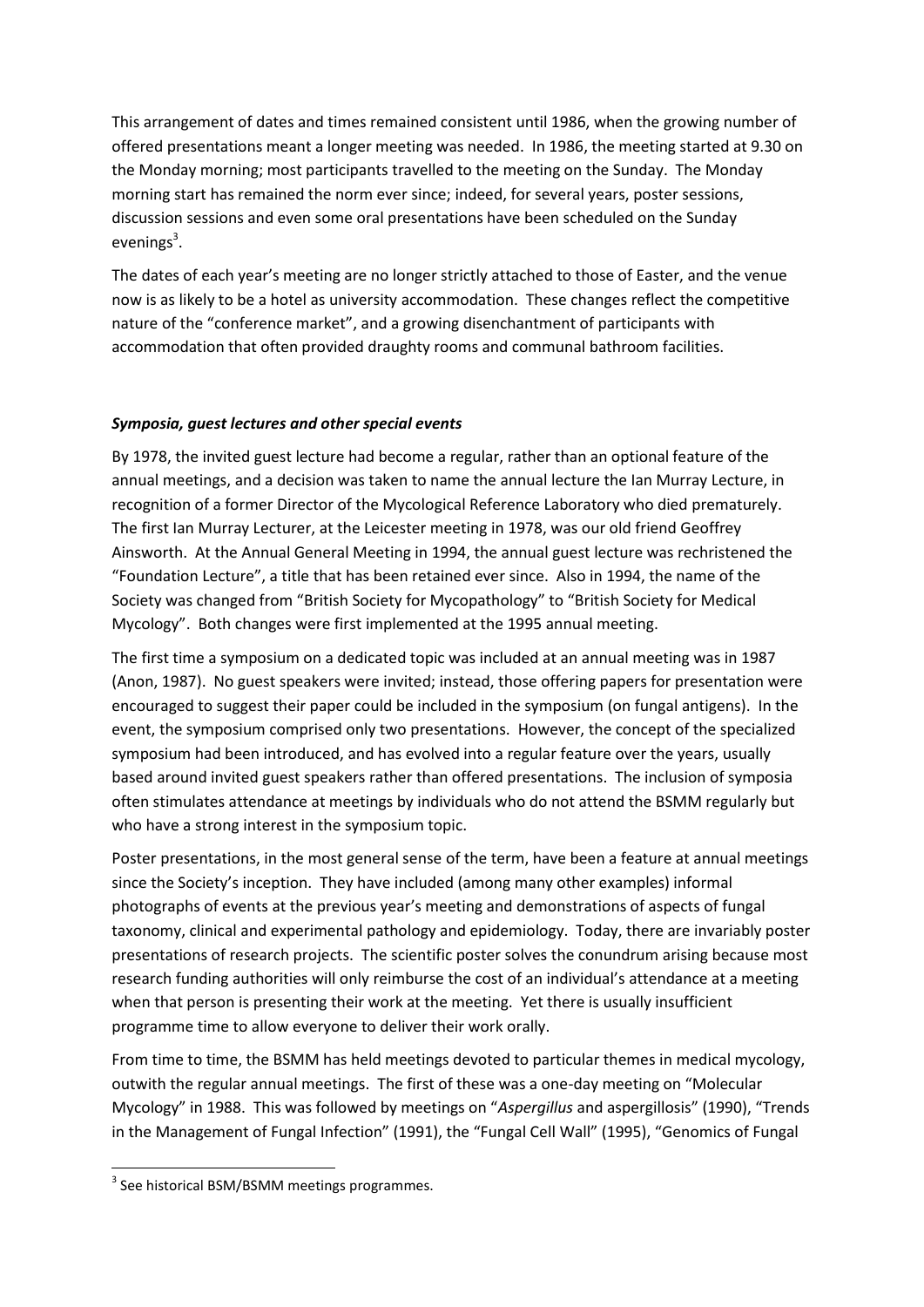This arrangement of dates and times remained consistent until 1986, when the growing number of offered presentations meant a longer meeting was needed. In 1986, the meeting started at 9.30 on the Monday morning; most participants travelled to the meeting on the Sunday. The Monday morning start has remained the norm ever since; indeed, for several years, poster sessions, discussion sessions and even some oral presentations have been scheduled on the Sunday evenings[3].

The dates of each year's meeting are no longer strictly attached to those of Easter, and the venue now is as likely to be a hotel as university accommodation. These changes reflect the competitive nature of the "conference market", and a growing disenchantment of participants with accommodation that often provided draughty rooms and communal bathroom facilities.

### ***Symposia, guest lectures and other special events***

By 1978, the invited guest lecture had become a regular, rather than an optional feature of the annual meetings, and a decision was taken to name the annual lecture the Ian Murray Lecture, in recognition of a former Director of the Mycological Reference Laboratory who died prematurely. The first Ian Murray Lecturer, at the Leicester meeting in 1978, was our old friend Geoffrey Ainsworth. At the Annual General Meeting in 1994, the annual guest lecture was rechristened the "Foundation Lecture", a title that has been retained ever since. Also in 1994, the name of the Society was changed from "British Society for Mycopathology" to "British Society for Medical Mycology". Both changes were first implemented at the 1995 annual meeting.

The first time a symposium on a dedicated topic was included at an annual meeting was in 1987 (Anon, 1987). No guest speakers were invited; instead, those offering papers for presentation were encouraged to suggest their paper could be included in the symposium (on fungal antigens). In the event, the symposium comprised only two presentations. However, the concept of the specialized symposium had been introduced, and has evolved into a regular feature over the years, usually based around invited guest speakers rather than offered presentations. The inclusion of symposia often stimulates attendance at meetings by individuals who do not attend the BSMM regularly but who have a strong interest in the symposium topic.

Poster presentations, in the most general sense of the term, have been a feature at annual meetings since the Society's inception. They have included (among many other examples) informal photographs of events at the previous year's meeting and demonstrations of aspects of fungal taxonomy, clinical and experimental pathology and epidemiology. Today, there are invariably poster presentations of research projects. The scientific poster solves the conundrum arising because most research funding authorities will only reimburse the cost of an individual's attendance at a meeting when that person is presenting their work at the meeting. Yet there is usually insufficient programme time to allow everyone to deliver their work orally.

From time to time, the BSMM has held meetings devoted to particular themes in medical mycology, outwith the regular annual meetings. The first of these was a one-day meeting on "Molecular Mycology" in 1988. This was followed by meetings on "*Aspergillus* and aspergillosis" (1990), "Trends in the Management of Fungal Infection" (1991), the "Fungal Cell Wall" (1995), "Genomics of Fungal

---

[3] See historical BSM/BSMM meetings programmes.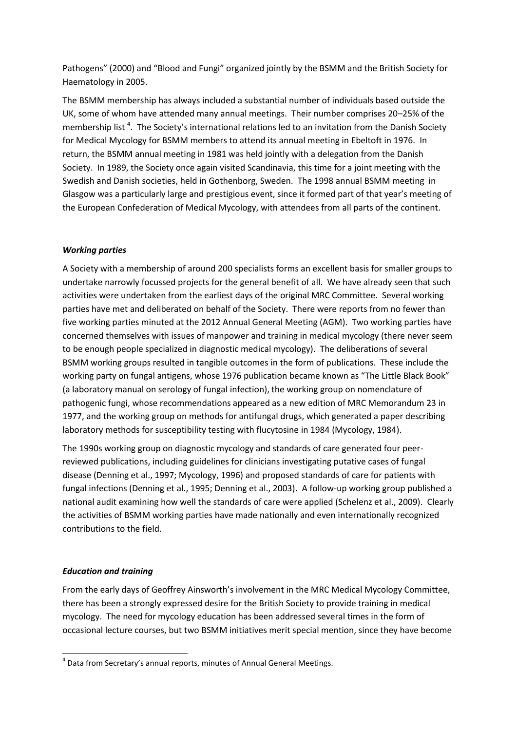Pathogens" (2000) and "Blood and Fungi" organized jointly by the BSMM and the British Society for Haematology in 2005.

The BSMM membership has always included a substantial number of individuals based outside the UK, some of whom have attended many annual meetings. Their number comprises 20–25% of the membership list [4]. The Society's international relations led to an invitation from the Danish Society for Medical Mycology for BSMM members to attend its annual meeting in Ebeltoft in 1976. In return, the BSMM annual meeting in 1981 was held jointly with a delegation from the Danish Society. In 1989, the Society once again visited Scandinavia, this time for a joint meeting with the Swedish and Danish societies, held in Gothenborg, Sweden. The 1998 annual BSMM meeting in Glasgow was a particularly large and prestigious event, since it formed part of that year's meeting of the European Confederation of Medical Mycology, with attendees from all parts of the continent.

### *Working parties*

A Society with a membership of around 200 specialists forms an excellent basis for smaller groups to undertake narrowly focussed projects for the general benefit of all. We have already seen that such activities were undertaken from the earliest days of the original MRC Committee. Several working parties have met and deliberated on behalf of the Society. There were reports from no fewer than five working parties minuted at the 2012 Annual General Meeting (AGM). Two working parties have concerned themselves with issues of manpower and training in medical mycology (there never seem to be enough people specialized in diagnostic medical mycology). The deliberations of several BSMM working groups resulted in tangible outcomes in the form of publications. These include the working party on fungal antigens, whose 1976 publication became known as "The Little Black Book" (a laboratory manual on serology of fungal infection), the working group on nomenclature of pathogenic fungi, whose recommendations appeared as a new edition of MRC Memorandum 23 in 1977, and the working group on methods for antifungal drugs, which generated a paper describing laboratory methods for susceptibility testing with flucytosine in 1984 (Mycology, 1984).

The 1990s working group on diagnostic mycology and standards of care generated four peer-reviewed publications, including guidelines for clinicians investigating putative cases of fungal disease (Denning et al., 1997; Mycology, 1996) and proposed standards of care for patients with fungal infections (Denning et al., 1995; Denning et al., 2003). A follow-up working group published a national audit examining how well the standards of care were applied (Schelenz et al., 2009). Clearly the activities of BSMM working parties have made nationally and even internationally recognized contributions to the field.

### *Education and training*

From the early days of Geoffrey Ainsworth's involvement in the MRC Medical Mycology Committee, there has been a strongly expressed desire for the British Society to provide training in medical mycology. The need for mycology education has been addressed several times in the form of occasional lecture courses, but two BSMM initiatives merit special mention, since they have become

[4] Data from Secretary's annual reports, minutes of Annual General Meetings.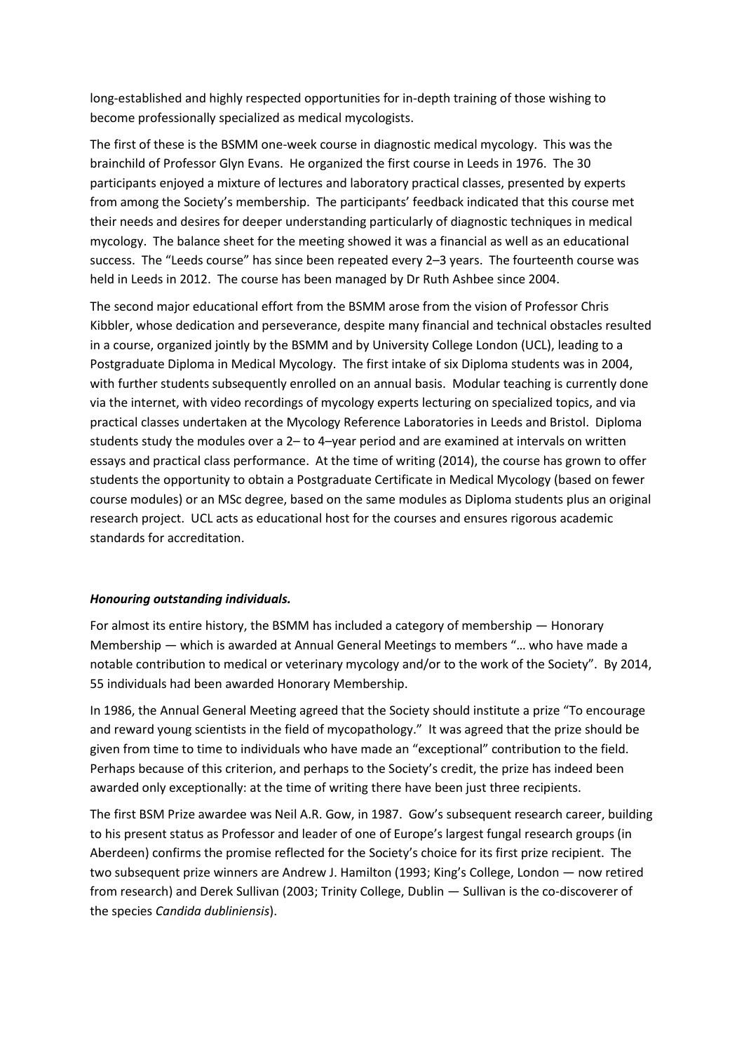long-established and highly respected opportunities for in-depth training of those wishing to become professionally specialized as medical mycologists.

The first of these is the BSMM one-week course in diagnostic medical mycology. This was the brainchild of Professor Glyn Evans. He organized the first course in Leeds in 1976. The 30 participants enjoyed a mixture of lectures and laboratory practical classes, presented by experts from among the Society's membership. The participants' feedback indicated that this course met their needs and desires for deeper understanding particularly of diagnostic techniques in medical mycology. The balance sheet for the meeting showed it was a financial as well as an educational success. The "Leeds course" has since been repeated every 2–3 years. The fourteenth course was held in Leeds in 2012. The course has been managed by Dr Ruth Ashbee since 2004.

The second major educational effort from the BSMM arose from the vision of Professor Chris Kibbler, whose dedication and perseverance, despite many financial and technical obstacles resulted in a course, organized jointly by the BSMM and by University College London (UCL), leading to a Postgraduate Diploma in Medical Mycology. The first intake of six Diploma students was in 2004, with further students subsequently enrolled on an annual basis. Modular teaching is currently done via the internet, with video recordings of mycology experts lecturing on specialized topics, and via practical classes undertaken at the Mycology Reference Laboratories in Leeds and Bristol. Diploma students study the modules over a 2– to 4–year period and are examined at intervals on written essays and practical class performance. At the time of writing (2014), the course has grown to offer students the opportunity to obtain a Postgraduate Certificate in Medical Mycology (based on fewer course modules) or an MSc degree, based on the same modules as Diploma students plus an original research project. UCL acts as educational host for the courses and ensures rigorous academic standards for accreditation.

***Honouring outstanding individuals.***

For almost its entire history, the BSMM has included a category of membership — Honorary Membership — which is awarded at Annual General Meetings to members "… who have made a notable contribution to medical or veterinary mycology and/or to the work of the Society". By 2014, 55 individuals had been awarded Honorary Membership.

In 1986, the Annual General Meeting agreed that the Society should institute a prize "To encourage and reward young scientists in the field of mycopathology." It was agreed that the prize should be given from time to time to individuals who have made an "exceptional" contribution to the field. Perhaps because of this criterion, and perhaps to the Society's credit, the prize has indeed been awarded only exceptionally: at the time of writing there have been just three recipients.

The first BSM Prize awardee was Neil A.R. Gow, in 1987. Gow's subsequent research career, building to his present status as Professor and leader of one of Europe's largest fungal research groups (in Aberdeen) confirms the promise reflected for the Society's choice for its first prize recipient. The two subsequent prize winners are Andrew J. Hamilton (1993; King's College, London — now retired from research) and Derek Sullivan (2003; Trinity College, Dublin — Sullivan is the co-discoverer of the species *Candida dubliniensis*).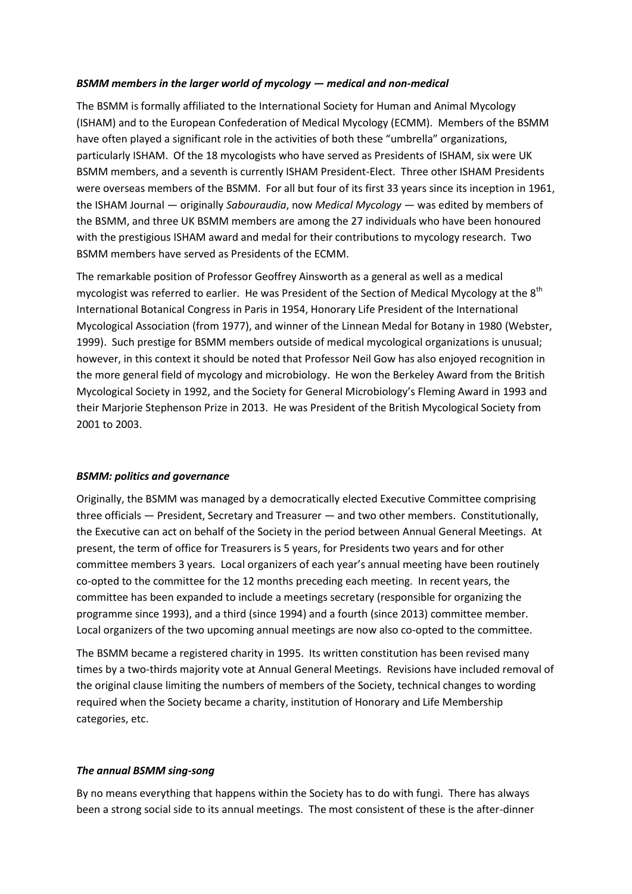### *BSMM members in the larger world of mycology — medical and non-medical*

The BSMM is formally affiliated to the International Society for Human and Animal Mycology (ISHAM) and to the European Confederation of Medical Mycology (ECMM). Members of the BSMM have often played a significant role in the activities of both these "umbrella" organizations, particularly ISHAM. Of the 18 mycologists who have served as Presidents of ISHAM, six were UK BSMM members, and a seventh is currently ISHAM President-Elect. Three other ISHAM Presidents were overseas members of the BSMM. For all but four of its first 33 years since its inception in 1961, the ISHAM Journal — originally *Sabouraudia*, now *Medical Mycology* — was edited by members of the BSMM, and three UK BSMM members are among the 27 individuals who have been honoured with the prestigious ISHAM award and medal for their contributions to mycology research. Two BSMM members have served as Presidents of the ECMM.

The remarkable position of Professor Geoffrey Ainsworth as a general as well as a medical mycologist was referred to earlier. He was President of the Section of Medical Mycology at the 8th International Botanical Congress in Paris in 1954, Honorary Life President of the International Mycological Association (from 1977), and winner of the Linnean Medal for Botany in 1980 (Webster, 1999). Such prestige for BSMM members outside of medical mycological organizations is unusual; however, in this context it should be noted that Professor Neil Gow has also enjoyed recognition in the more general field of mycology and microbiology. He won the Berkeley Award from the British Mycological Society in 1992, and the Society for General Microbiology's Fleming Award in 1993 and their Marjorie Stephenson Prize in 2013. He was President of the British Mycological Society from 2001 to 2003.

### *BSMM: politics and governance*

Originally, the BSMM was managed by a democratically elected Executive Committee comprising three officials — President, Secretary and Treasurer — and two other members. Constitutionally, the Executive can act on behalf of the Society in the period between Annual General Meetings. At present, the term of office for Treasurers is 5 years, for Presidents two years and for other committee members 3 years. Local organizers of each year's annual meeting have been routinely co-opted to the committee for the 12 months preceding each meeting. In recent years, the committee has been expanded to include a meetings secretary (responsible for organizing the programme since 1993), and a third (since 1994) and a fourth (since 2013) committee member. Local organizers of the two upcoming annual meetings are now also co-opted to the committee.

The BSMM became a registered charity in 1995. Its written constitution has been revised many times by a two-thirds majority vote at Annual General Meetings. Revisions have included removal of the original clause limiting the numbers of members of the Society, technical changes to wording required when the Society became a charity, institution of Honorary and Life Membership categories, etc.

### *The annual BSMM sing-song*

By no means everything that happens within the Society has to do with fungi. There has always been a strong social side to its annual meetings. The most consistent of these is the after-dinner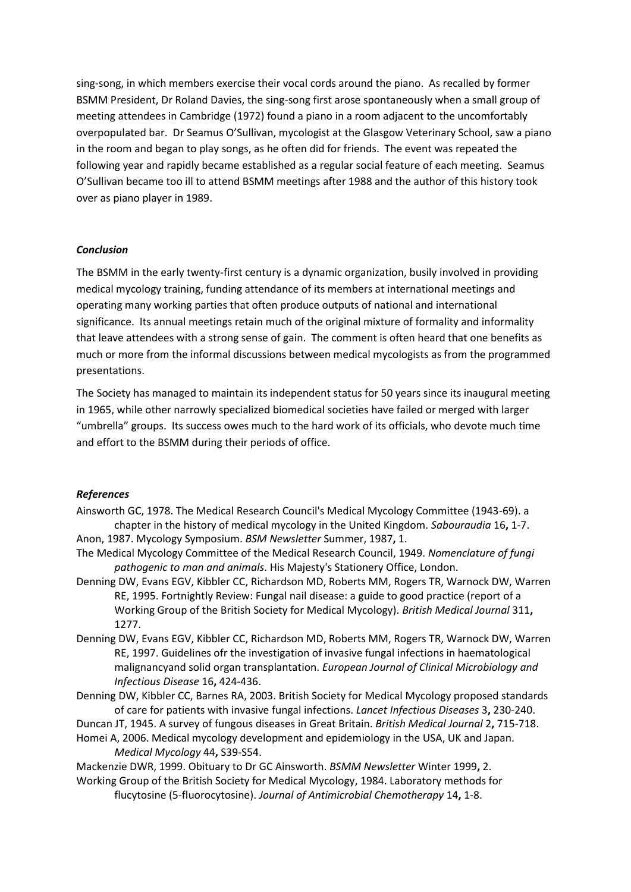sing-song, in which members exercise their vocal cords around the piano. As recalled by former BSMM President, Dr Roland Davies, the sing-song first arose spontaneously when a small group of meeting attendees in Cambridge (1972) found a piano in a room adjacent to the uncomfortably overpopulated bar. Dr Seamus O'Sullivan, mycologist at the Glasgow Veterinary School, saw a piano in the room and began to play songs, as he often did for friends. The event was repeated the following year and rapidly became established as a regular social feature of each meeting. Seamus O'Sullivan became too ill to attend BSMM meetings after 1988 and the author of this history took over as piano player in 1989.

### *Conclusion*

The BSMM in the early twenty-first century is a dynamic organization, busily involved in providing medical mycology training, funding attendance of its members at international meetings and operating many working parties that often produce outputs of national and international significance. Its annual meetings retain much of the original mixture of formality and informality that leave attendees with a strong sense of gain. The comment is often heard that one benefits as much or more from the informal discussions between medical mycologists as from the programmed presentations.

The Society has managed to maintain its independent status for 50 years since its inaugural meeting in 1965, while other narrowly specialized biomedical societies have failed or merged with larger "umbrella" groups. Its success owes much to the hard work of its officials, who devote much time and effort to the BSMM during their periods of office.

### *References*

Ainsworth GC, 1978. The Medical Research Council's Medical Mycology Committee (1943-69). a chapter in the history of medical mycology in the United Kingdom. *Sabouraudia* 16**,** 1-7.

Anon, 1987. Mycology Symposium. *BSM Newsletter* Summer, 1987**,** 1.

The Medical Mycology Committee of the Medical Research Council, 1949. *Nomenclature of fungi pathogenic to man and animals*. His Majesty's Stationery Office, London.

Denning DW, Evans EGV, Kibbler CC, Richardson MD, Roberts MM, Rogers TR, Warnock DW, Warren RE, 1995. Fortnightly Review: Fungal nail disease: a guide to good practice (report of a Working Group of the British Society for Medical Mycology). *British Medical Journal* 311**,** 1277.

Denning DW, Evans EGV, Kibbler CC, Richardson MD, Roberts MM, Rogers TR, Warnock DW, Warren RE, 1997. Guidelines ofr the investigation of invasive fungal infections in haematological malignancyand solid organ transplantation. *European Journal of Clinical Microbiology and Infectious Disease* 16**,** 424-436.

Denning DW, Kibbler CC, Barnes RA, 2003. British Society for Medical Mycology proposed standards of care for patients with invasive fungal infections. *Lancet Infectious Diseases* 3**,** 230-240.

Duncan JT, 1945. A survey of fungous diseases in Great Britain. *British Medical Journal* 2**,** 715-718.

Homei A, 2006. Medical mycology development and epidemiology in the USA, UK and Japan. *Medical Mycology* 44**,** S39-S54.

Mackenzie DWR, 1999. Obituary to Dr GC Ainsworth. *BSMM Newsletter* Winter 1999**,** 2.

Working Group of the British Society for Medical Mycology, 1984. Laboratory methods for flucytosine (5-fluorocytosine). *Journal of Antimicrobial Chemotherapy* 14**,** 1-8.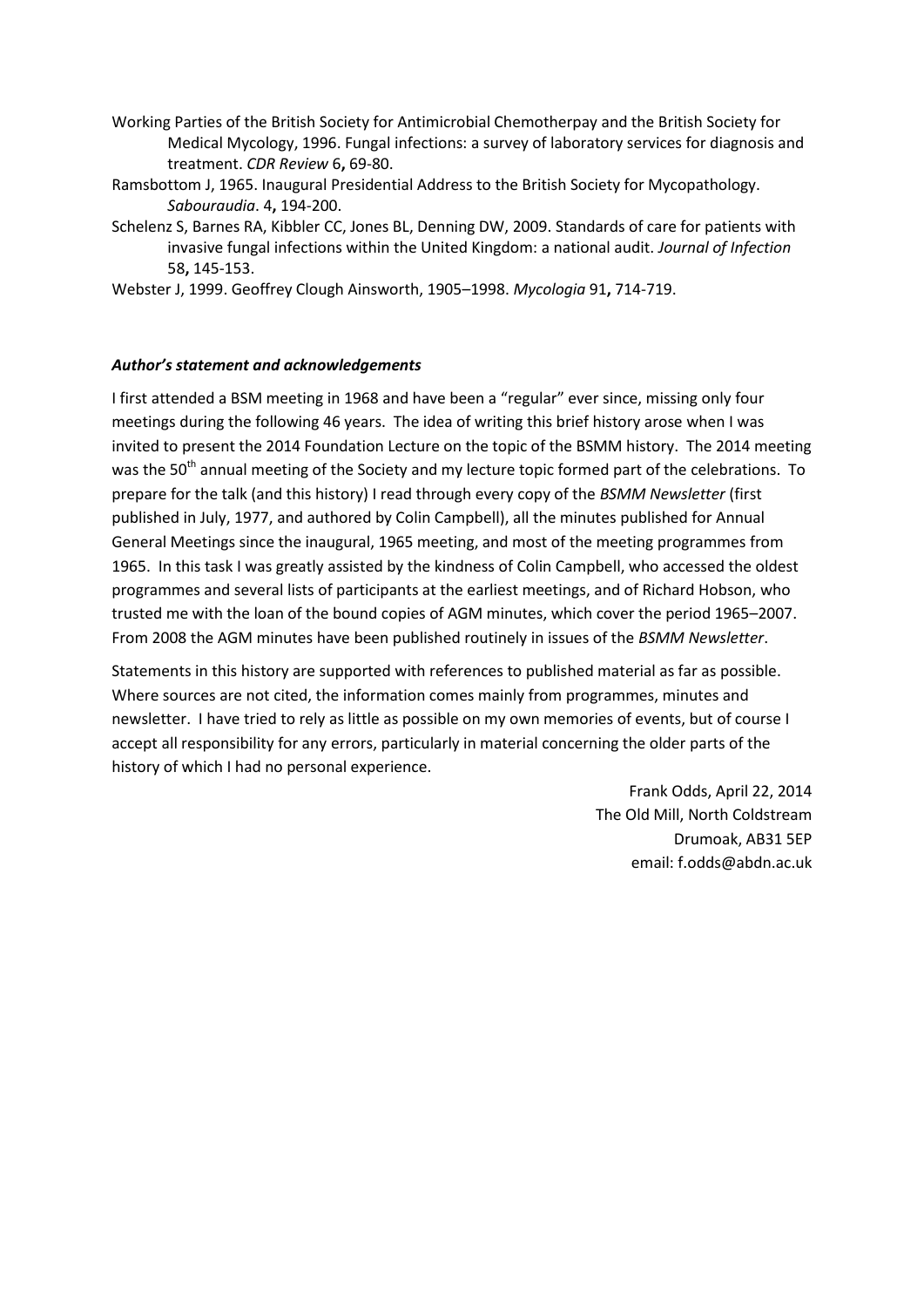Working Parties of the British Society for Antimicrobial Chemotherpay and the British Society for Medical Mycology, 1996. Fungal infections: a survey of laboratory services for diagnosis and treatment. *CDR Review* 6**,** 69-80.

Ramsbottom J, 1965. Inaugural Presidential Address to the British Society for Mycopathology. *Sabouraudia*. 4**,** 194-200.

Schelenz S, Barnes RA, Kibbler CC, Jones BL, Denning DW, 2009. Standards of care for patients with invasive fungal infections within the United Kingdom: a national audit. *Journal of Infection* 58**,** 145-153.

Webster J, 1999. Geoffrey Clough Ainsworth, 1905–1998. *Mycologia* 91**,** 714-719.

### *Author's statement and acknowledgements*

I first attended a BSM meeting in 1968 and have been a "regular" ever since, missing only four meetings during the following 46 years. The idea of writing this brief history arose when I was invited to present the 2014 Foundation Lecture on the topic of the BSMM history. The 2014 meeting was the 50th annual meeting of the Society and my lecture topic formed part of the celebrations. To prepare for the talk (and this history) I read through every copy of the *BSMM Newsletter* (first published in July, 1977, and authored by Colin Campbell), all the minutes published for Annual General Meetings since the inaugural, 1965 meeting, and most of the meeting programmes from 1965. In this task I was greatly assisted by the kindness of Colin Campbell, who accessed the oldest programmes and several lists of participants at the earliest meetings, and of Richard Hobson, who trusted me with the loan of the bound copies of AGM minutes, which cover the period 1965–2007. From 2008 the AGM minutes have been published routinely in issues of the *BSMM Newsletter*.

Statements in this history are supported with references to published material as far as possible. Where sources are not cited, the information comes mainly from programmes, minutes and newsletter. I have tried to rely as little as possible on my own memories of events, but of course I accept all responsibility for any errors, particularly in material concerning the older parts of the history of which I had no personal experience.

Frank Odds, April 22, 2014
The Old Mill, North Coldstream
Drumoak, AB31 5EP
email: f.odds@abdn.ac.uk